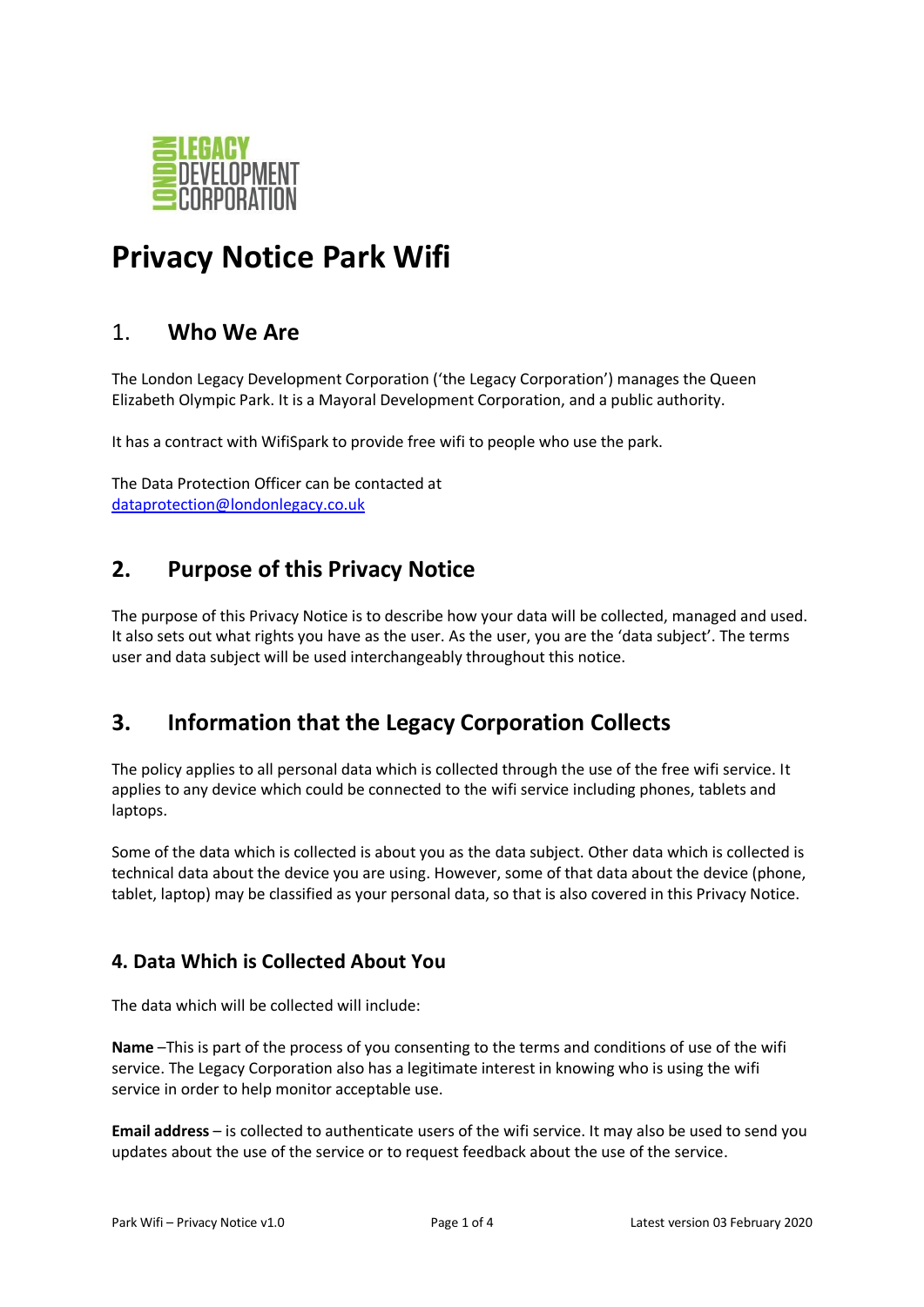LONDON LEGACY DEVELOPMENT CORPORATION

# Privacy Notice Park Wifi

## 1. Who We Are

The London Legacy Development Corporation ('the Legacy Corporation') manages the Queen Elizabeth Olympic Park. It is a Mayoral Development Corporation, and a public authority.

It has a contract with WifiSpark to provide free wifi to people who use the park.

The Data Protection Officer can be contacted at dataprotection@londonlegacy.co.uk

## 2. Purpose of this Privacy Notice

The purpose of this Privacy Notice is to describe how your data will be collected, managed and used. It also sets out what rights you have as the user. As the user, you are the 'data subject'. The terms user and data subject will be used interchangeably throughout this notice.

## 3. Information that the Legacy Corporation Collects

The policy applies to all personal data which is collected through the use of the free wifi service. It applies to any device which could be connected to the wifi service including phones, tablets and laptops.

Some of the data which is collected is about you as the data subject. Other data which is collected is technical data about the device you are using. However, some of that data about the device (phone, tablet, laptop) may be classified as your personal data, so that is also covered in this Privacy Notice.

### 4. Data Which is Collected About You

The data which will be collected will include:

**Name** –This is part of the process of you consenting to the terms and conditions of use of the wifi service. The Legacy Corporation also has a legitimate interest in knowing who is using the wifi service in order to help monitor acceptable use.

**Email address** – is collected to authenticate users of the wifi service. It may also be used to send you updates about the use of the service or to request feedback about the use of the service.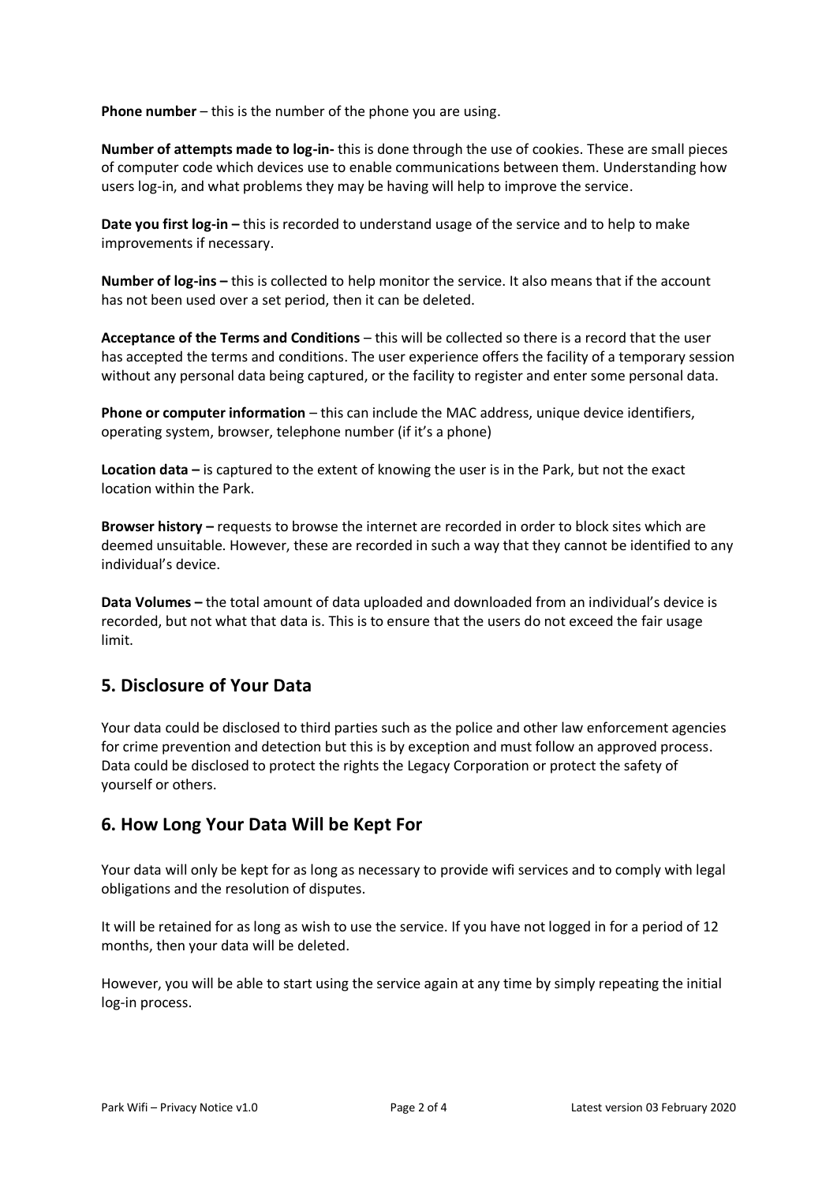**Phone number** – this is the number of the phone you are using.

**Number of attempts made to log-in-** this is done through the use of cookies. These are small pieces of computer code which devices use to enable communications between them. Understanding how users log-in, and what problems they may be having will help to improve the service.

**Date you first log-in –** this is recorded to understand usage of the service and to help to make improvements if necessary.

**Number of log-ins –** this is collected to help monitor the service. It also means that if the account has not been used over a set period, then it can be deleted.

**Acceptance of the Terms and Conditions** – this will be collected so there is a record that the user has accepted the terms and conditions. The user experience offers the facility of a temporary session without any personal data being captured, or the facility to register and enter some personal data.

**Phone or computer information** – this can include the MAC address, unique device identifiers, operating system, browser, telephone number (if it's a phone)

**Location data –** is captured to the extent of knowing the user is in the Park, but not the exact location within the Park.

**Browser history –** requests to browse the internet are recorded in order to block sites which are deemed unsuitable. However, these are recorded in such a way that they cannot be identified to any individual's device.

**Data Volumes –** the total amount of data uploaded and downloaded from an individual's device is recorded, but not what that data is. This is to ensure that the users do not exceed the fair usage limit.

## 5. Disclosure of Your Data

Your data could be disclosed to third parties such as the police and other law enforcement agencies for crime prevention and detection but this is by exception and must follow an approved process. Data could be disclosed to protect the rights the Legacy Corporation or protect the safety of yourself or others.

## 6. How Long Your Data Will be Kept For

Your data will only be kept for as long as necessary to provide wifi services and to comply with legal obligations and the resolution of disputes.

It will be retained for as long as wish to use the service. If you have not logged in for a period of 12 months, then your data will be deleted.

However, you will be able to start using the service again at any time by simply repeating the initial log-in process.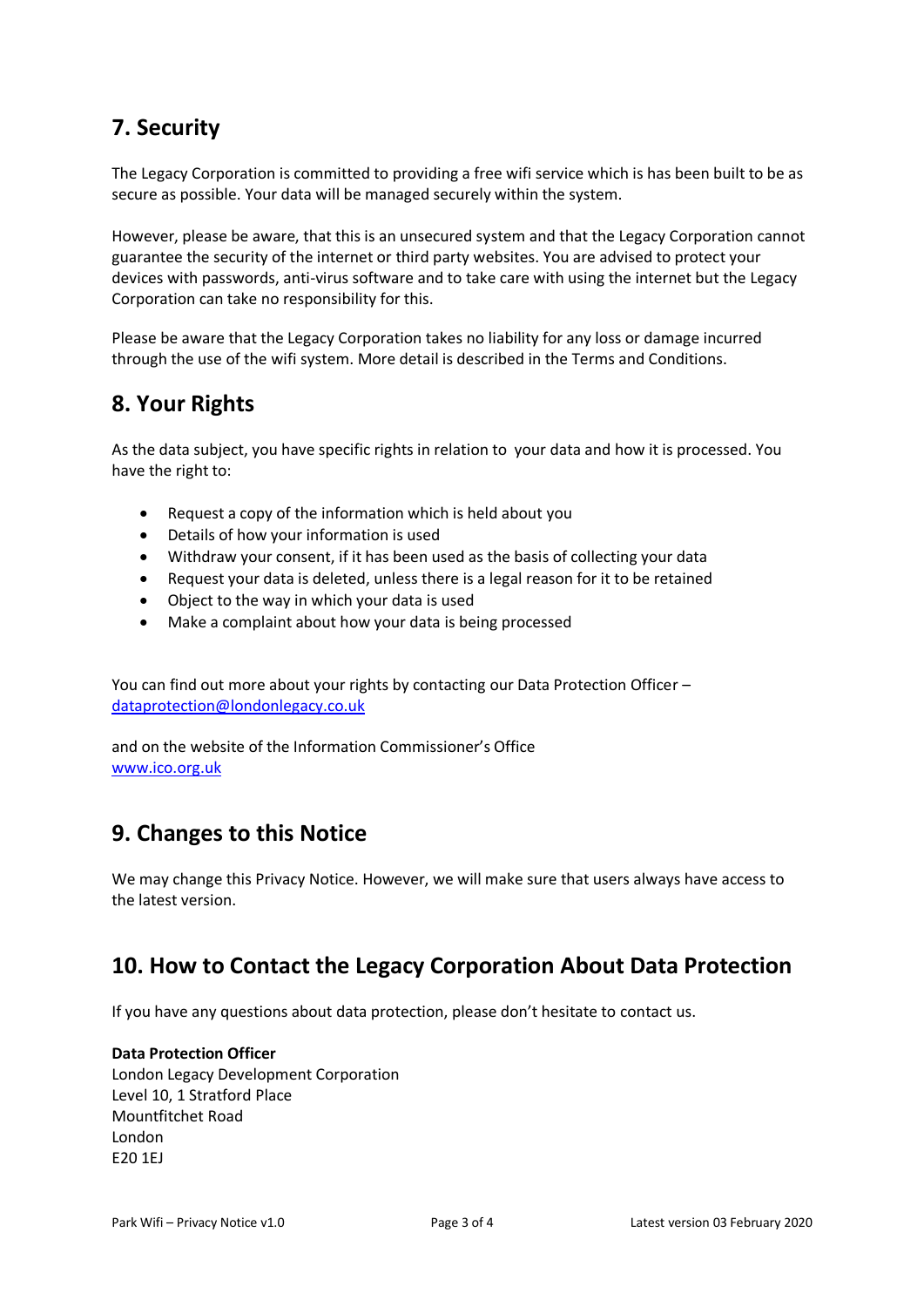## 7. Security

The Legacy Corporation is committed to providing a free wifi service which is has been built to be as secure as possible. Your data will be managed securely within the system.

However, please be aware, that this is an unsecured system and that the Legacy Corporation cannot guarantee the security of the internet or third party websites. You are advised to protect your devices with passwords, anti-virus software and to take care with using the internet but the Legacy Corporation can take no responsibility for this.

Please be aware that the Legacy Corporation takes no liability for any loss or damage incurred through the use of the wifi system. More detail is described in the Terms and Conditions.

## 8. Your Rights

As the data subject, you have specific rights in relation to your data and how it is processed. You have the right to:

- Request a copy of the information which is held about you
- Details of how your information is used
- Withdraw your consent, if it has been used as the basis of collecting your data
- Request your data is deleted, unless there is a legal reason for it to be retained
- Object to the way in which your data is used
- Make a complaint about how your data is being processed

You can find out more about your rights by contacting our Data Protection Officer – dataprotection@londonlegacy.co.uk

and on the website of the Information Commissioner's Office
www.ico.org.uk

## 9. Changes to this Notice

We may change this Privacy Notice. However, we will make sure that users always have access to the latest version.

## 10. How to Contact the Legacy Corporation About Data Protection

If you have any questions about data protection, please don't hesitate to contact us.

**Data Protection Officer**
London Legacy Development Corporation
Level 10, 1 Stratford Place
Mountfitchet Road
London
E20 1EJ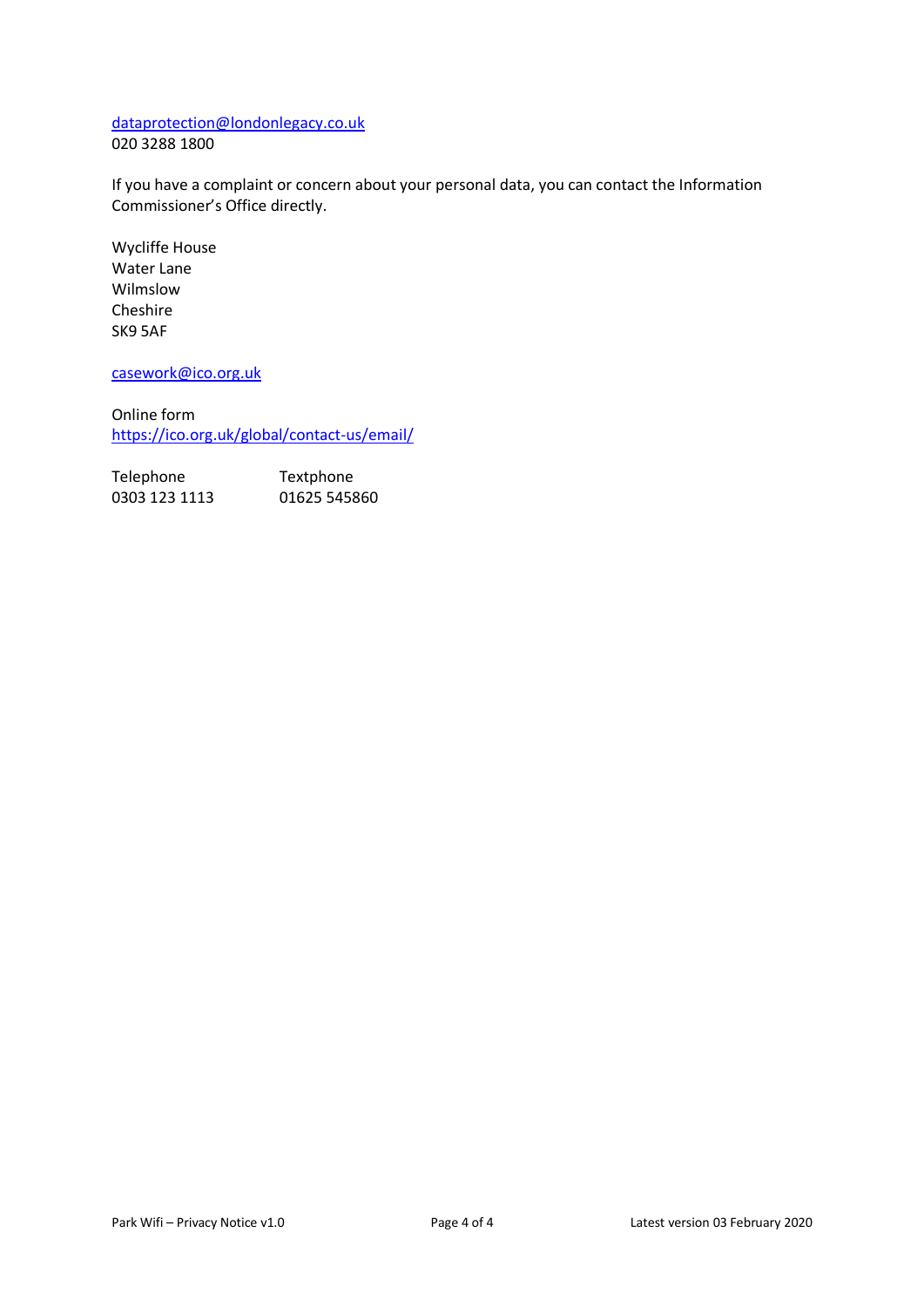dataprotection@londonlegacy.co.uk
020 3288 1800

If you have a complaint or concern about your personal data, you can contact the Information Commissioner's Office directly.

Wycliffe House
Water Lane
Wilmslow
Cheshire
SK9 5AF

casework@ico.org.uk

Online form
https://ico.org.uk/global/contact-us/email/

| | |
|---|---|
| Telephone | Textphone |
| 0303 123 1113 | 01625 545860 |